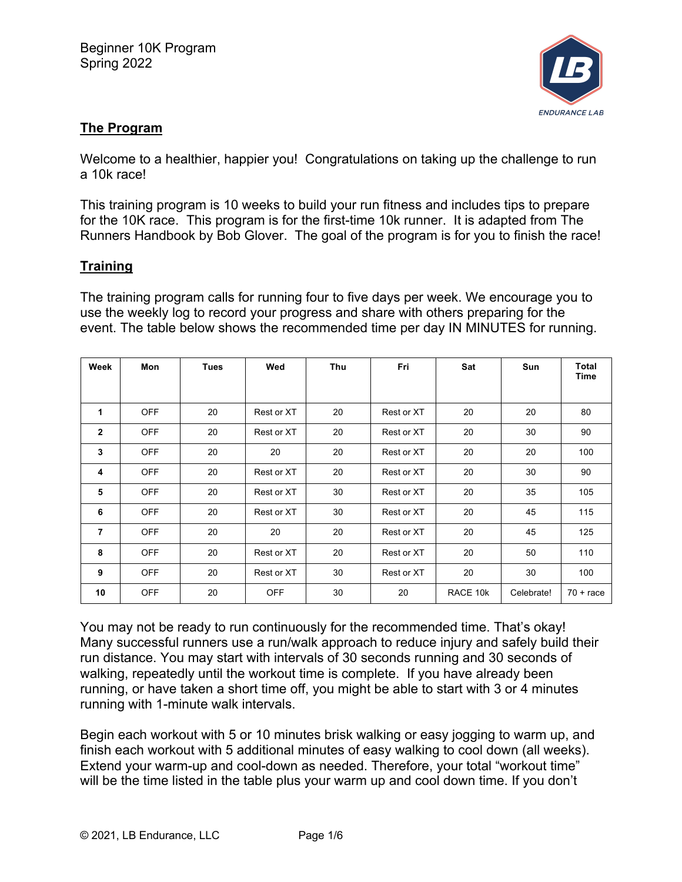Beginner 10K Program
Spring 2022

## The Program

Welcome to a healthier, happier you! Congratulations on taking up the challenge to run a 10k race!

This training program is 10 weeks to build your run fitness and includes tips to prepare for the 10K race. This program is for the first-time 10k runner. It is adapted from The Runners Handbook by Bob Glover. The goal of the program is for you to finish the race!

## Training

The training program calls for running four to five days per week. We encourage you to use the weekly log to record your progress and share with others preparing for the event. The table below shows the recommended time per day IN MINUTES for running.

| Week | Mon | Tues | Wed | Thu | Fri | Sat | Sun | Total Time |
|---|---|---|---|---|---|---|---|---|
| 1 | OFF | 20 | Rest or XT | 20 | Rest or XT | 20 | 20 | 80 |
| 2 | OFF | 20 | Rest or XT | 20 | Rest or XT | 20 | 30 | 90 |
| 3 | OFF | 20 | 20 | 20 | Rest or XT | 20 | 20 | 100 |
| 4 | OFF | 20 | Rest or XT | 20 | Rest or XT | 20 | 30 | 90 |
| 5 | OFF | 20 | Rest or XT | 30 | Rest or XT | 20 | 35 | 105 |
| 6 | OFF | 20 | Rest or XT | 30 | Rest or XT | 20 | 45 | 115 |
| 7 | OFF | 20 | 20 | 20 | Rest or XT | 20 | 45 | 125 |
| 8 | OFF | 20 | Rest or XT | 20 | Rest or XT | 20 | 50 | 110 |
| 9 | OFF | 20 | Rest or XT | 30 | Rest or XT | 20 | 30 | 100 |
| 10 | OFF | 20 | OFF | 30 | 20 | RACE 10k | Celebrate! | 70 + race |

You may not be ready to run continuously for the recommended time. That's okay! Many successful runners use a run/walk approach to reduce injury and safely build their run distance. You may start with intervals of 30 seconds running and 30 seconds of walking, repeatedly until the workout time is complete. If you have already been running, or have taken a short time off, you might be able to start with 3 or 4 minutes running with 1-minute walk intervals.

Begin each workout with 5 or 10 minutes brisk walking or easy jogging to warm up, and finish each workout with 5 additional minutes of easy walking to cool down (all weeks). Extend your warm-up and cool-down as needed. Therefore, your total "workout time" will be the time listed in the table plus your warm up and cool down time. If you don't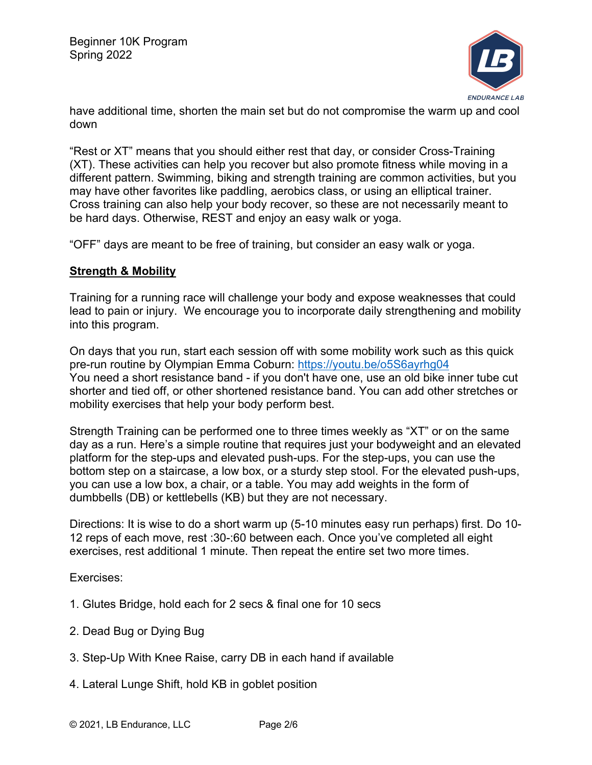have additional time, shorten the main set but do not compromise the warm up and cool down

“Rest or XT” means that you should either rest that day, or consider Cross-Training (XT). These activities can help you recover but also promote fitness while moving in a different pattern. Swimming, biking and strength training are common activities, but you may have other favorites like paddling, aerobics class, or using an elliptical trainer. Cross training can also help your body recover, so these are not necessarily meant to be hard days. Otherwise, REST and enjoy an easy walk or yoga.

“OFF” days are meant to be free of training, but consider an easy walk or yoga.

## Strength & Mobility

Training for a running race will challenge your body and expose weaknesses that could lead to pain or injury. We encourage you to incorporate daily strengthening and mobility into this program.

On days that you run, start each session off with some mobility work such as this quick pre-run routine by Olympian Emma Coburn: [https://youtu.be/o5S6ayrhg04](https://youtu.be/o5S6ayrhg04)
You need a short resistance band - if you don't have one, use an old bike inner tube cut shorter and tied off, or other shortened resistance band. You can add other stretches or mobility exercises that help your body perform best.

Strength Training can be performed one to three times weekly as “XT” or on the same day as a run. Here’s a simple routine that requires just your bodyweight and an elevated platform for the step-ups and elevated push-ups. For the step-ups, you can use the bottom step on a staircase, a low box, or a sturdy step stool. For the elevated push-ups, you can use a low box, a chair, or a table. You may add weights in the form of dumbbells (DB) or kettlebells (KB) but they are not necessary.

Directions: It is wise to do a short warm up (5-10 minutes easy run perhaps) first. Do 10-12 reps of each move, rest :30-:60 between each. Once you’ve completed all eight exercises, rest additional 1 minute. Then repeat the entire set two more times.

Exercises:

1. Glutes Bridge, hold each for 2 secs & final one for 10 secs

2. Dead Bug or Dying Bug

3. Step-Up With Knee Raise, carry DB in each hand if available

4. Lateral Lunge Shift, hold KB in goblet position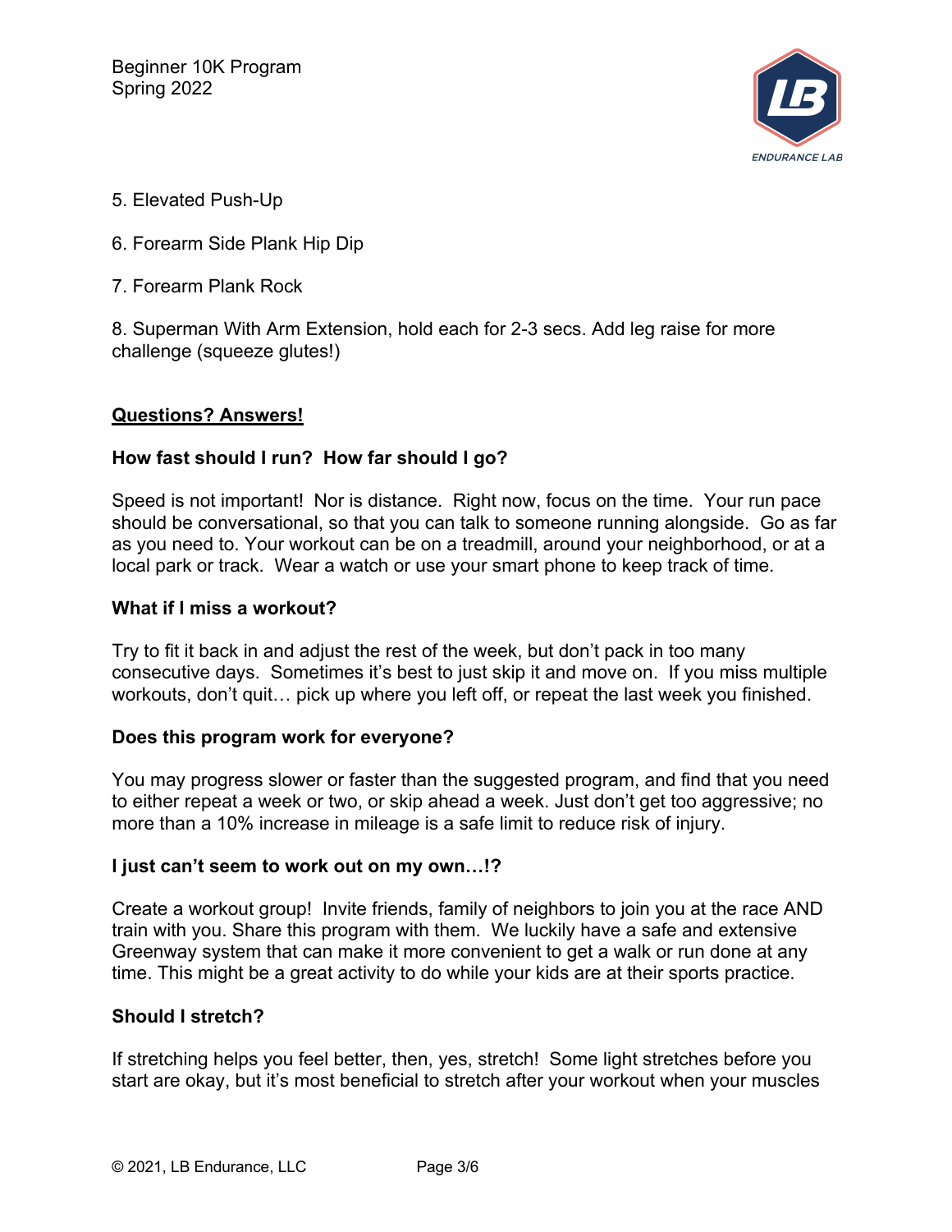5. Elevated Push-Up

6. Forearm Side Plank Hip Dip

7. Forearm Plank Rock

8. Superman With Arm Extension, hold each for 2-3 secs. Add leg raise for more challenge (squeeze glutes!)

## Questions? Answers!

### How fast should I run? How far should I go?

Speed is not important! Nor is distance. Right now, focus on the time. Your run pace should be conversational, so that you can talk to someone running alongside. Go as far as you need to. Your workout can be on a treadmill, around your neighborhood, or at a local park or track. Wear a watch or use your smart phone to keep track of time.

### What if I miss a workout?

Try to fit it back in and adjust the rest of the week, but don't pack in too many consecutive days. Sometimes it's best to just skip it and move on. If you miss multiple workouts, don't quit… pick up where you left off, or repeat the last week you finished.

### Does this program work for everyone?

You may progress slower or faster than the suggested program, and find that you need to either repeat a week or two, or skip ahead a week. Just don't get too aggressive; no more than a 10% increase in mileage is a safe limit to reduce risk of injury.

### I just can't seem to work out on my own…!?

Create a workout group! Invite friends, family of neighbors to join you at the race AND train with you. Share this program with them. We luckily have a safe and extensive Greenway system that can make it more convenient to get a walk or run done at any time. This might be a great activity to do while your kids are at their sports practice.

### Should I stretch?

If stretching helps you feel better, then, yes, stretch! Some light stretches before you start are okay, but it's most beneficial to stretch after your workout when your muscles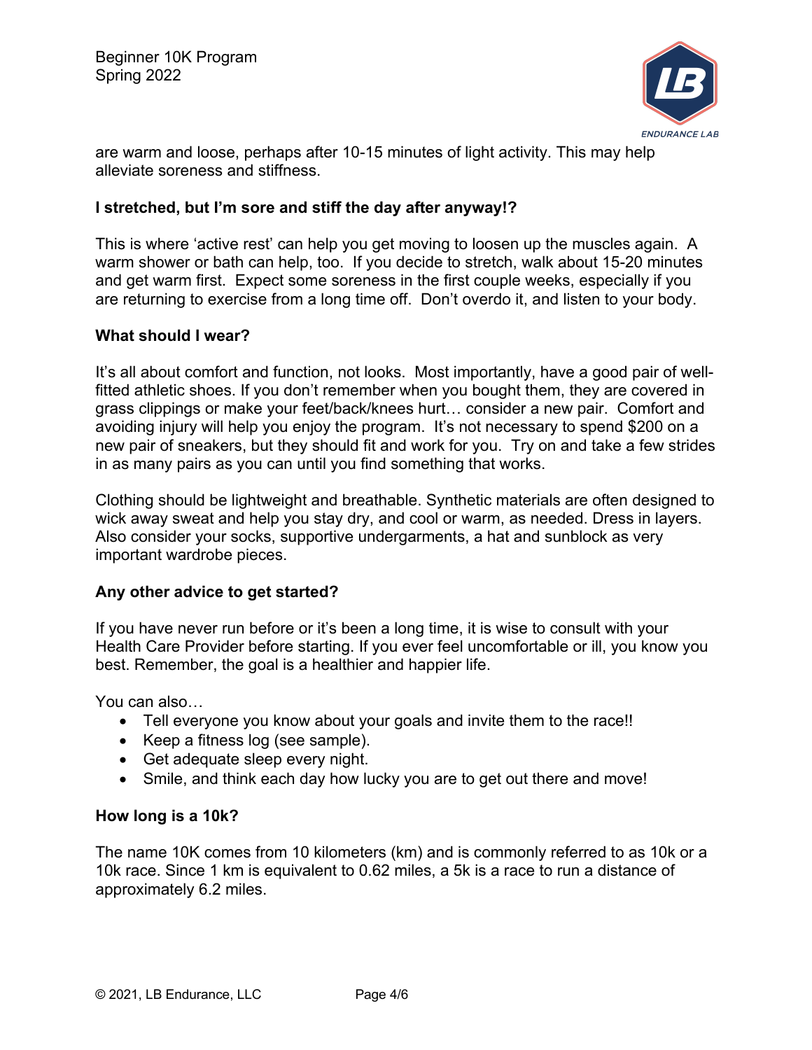are warm and loose, perhaps after 10-15 minutes of light activity. This may help alleviate soreness and stiffness.

**I stretched, but I'm sore and stiff the day after anyway!?**

This is where 'active rest' can help you get moving to loosen up the muscles again. A warm shower or bath can help, too. If you decide to stretch, walk about 15-20 minutes and get warm first. Expect some soreness in the first couple weeks, especially if you are returning to exercise from a long time off. Don't overdo it, and listen to your body.

**What should I wear?**

It's all about comfort and function, not looks. Most importantly, have a good pair of well-fitted athletic shoes. If you don't remember when you bought them, they are covered in grass clippings or make your feet/back/knees hurt… consider a new pair. Comfort and avoiding injury will help you enjoy the program. It's not necessary to spend $200 on a new pair of sneakers, but they should fit and work for you. Try on and take a few strides in as many pairs as you can until you find something that works.

Clothing should be lightweight and breathable. Synthetic materials are often designed to wick away sweat and help you stay dry, and cool or warm, as needed. Dress in layers. Also consider your socks, supportive undergarments, a hat and sunblock as very important wardrobe pieces.

**Any other advice to get started?**

If you have never run before or it's been a long time, it is wise to consult with your Health Care Provider before starting. If you ever feel uncomfortable or ill, you know you best. Remember, the goal is a healthier and happier life.

You can also…

- Tell everyone you know about your goals and invite them to the race!!
- Keep a fitness log (see sample).
- Get adequate sleep every night.
- Smile, and think each day how lucky you are to get out there and move!

**How long is a 10k?**

The name 10K comes from 10 kilometers (km) and is commonly referred to as 10k or a 10k race. Since 1 km is equivalent to 0.62 miles, a 5k is a race to run a distance of approximately 6.2 miles.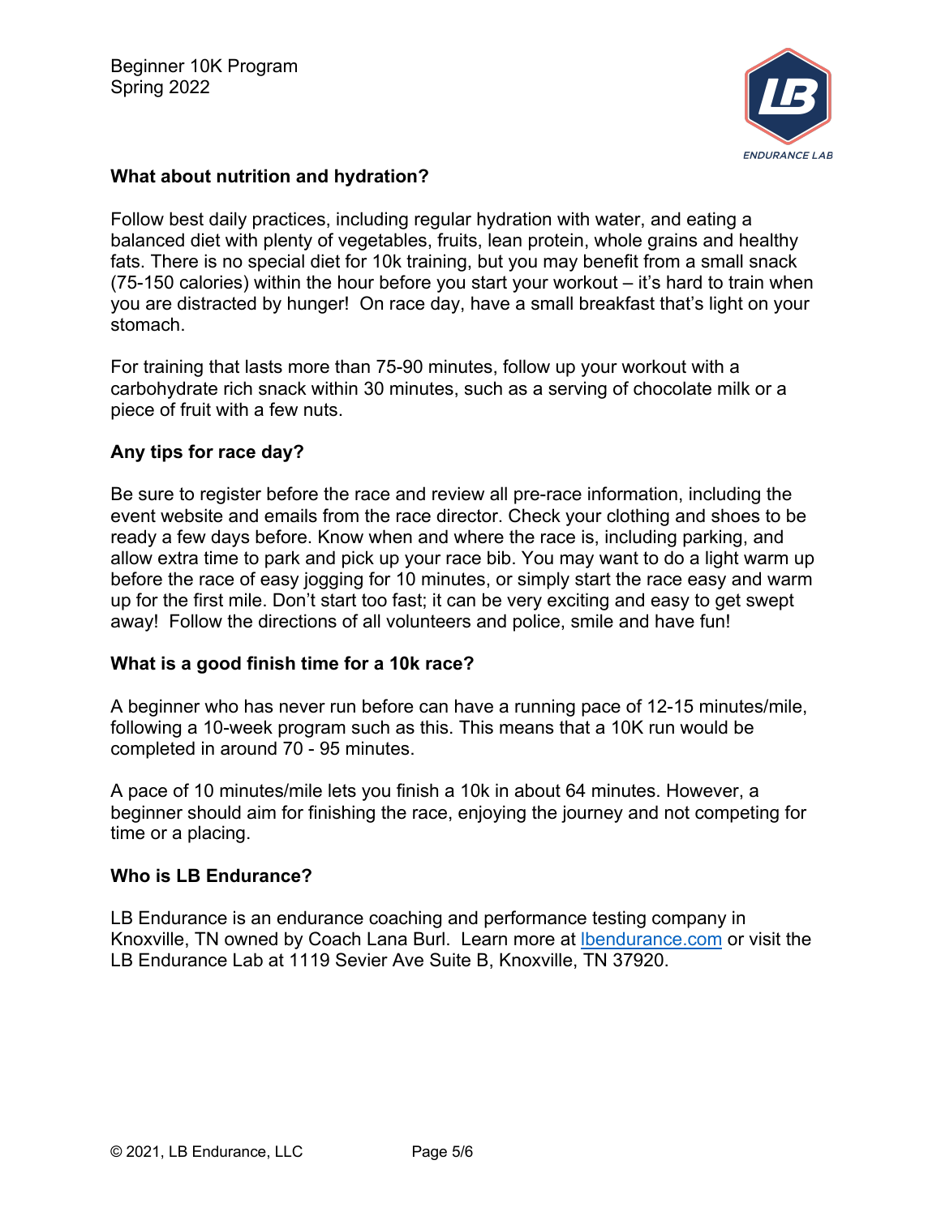### What about nutrition and hydration?

Follow best daily practices, including regular hydration with water, and eating a balanced diet with plenty of vegetables, fruits, lean protein, whole grains and healthy fats. There is no special diet for 10k training, but you may benefit from a small snack (75-150 calories) within the hour before you start your workout – it's hard to train when you are distracted by hunger! On race day, have a small breakfast that's light on your stomach.

For training that lasts more than 75-90 minutes, follow up your workout with a carbohydrate rich snack within 30 minutes, such as a serving of chocolate milk or a piece of fruit with a few nuts.

### Any tips for race day?

Be sure to register before the race and review all pre-race information, including the event website and emails from the race director. Check your clothing and shoes to be ready a few days before. Know when and where the race is, including parking, and allow extra time to park and pick up your race bib. You may want to do a light warm up before the race of easy jogging for 10 minutes, or simply start the race easy and warm up for the first mile. Don't start too fast; it can be very exciting and easy to get swept away! Follow the directions of all volunteers and police, smile and have fun!

### What is a good finish time for a 10k race?

A beginner who has never run before can have a running pace of 12-15 minutes/mile, following a 10-week program such as this. This means that a 10K run would be completed in around 70 - 95 minutes.

A pace of 10 minutes/mile lets you finish a 10k in about 64 minutes. However, a beginner should aim for finishing the race, enjoying the journey and not competing for time or a placing.

### Who is LB Endurance?

LB Endurance is an endurance coaching and performance testing company in Knoxville, TN owned by Coach Lana Burl. Learn more at [lbendurance.com](http://lbendurance.com) or visit the LB Endurance Lab at 1119 Sevier Ave Suite B, Knoxville, TN 37920.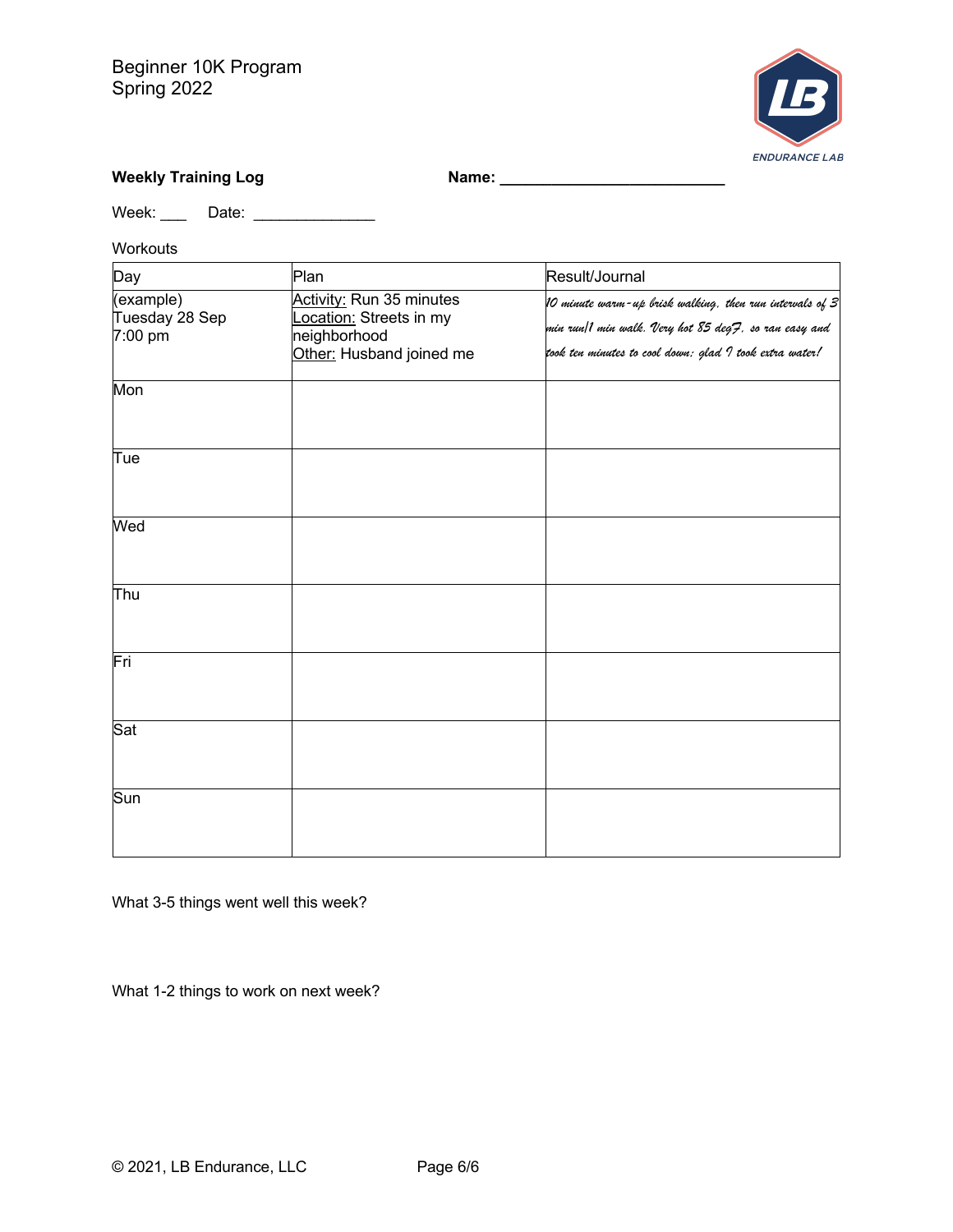Beginner 10K Program
Spring 2022

ENDURANCE LAB

**Weekly Training Log** **Name:** ___________________________

Week: ___ Date: ______________

Workouts

| Day | Plan | Result/Journal |
|---|---|---|
| (example)<br>Tuesday 28 Sep<br>7:00 pm | Activity: Run 35 minutes<br>Location: Streets in my neighborhood<br>Other: Husband joined me | *10 minute warm-up brisk walking, then run intervals of 3 min run/1 min walk. Very hot 85 degF, so ran easy and took ten minutes to cool down; glad I took extra water!* |
| Mon | | |
| Tue | | |
| Wed | | |
| Thu | | |
| Fri | | |
| Sat | | |
| Sun | | |

What 3-5 things went well this week?

What 1-2 things to work on next week?

© 2021, LB Endurance, LLC